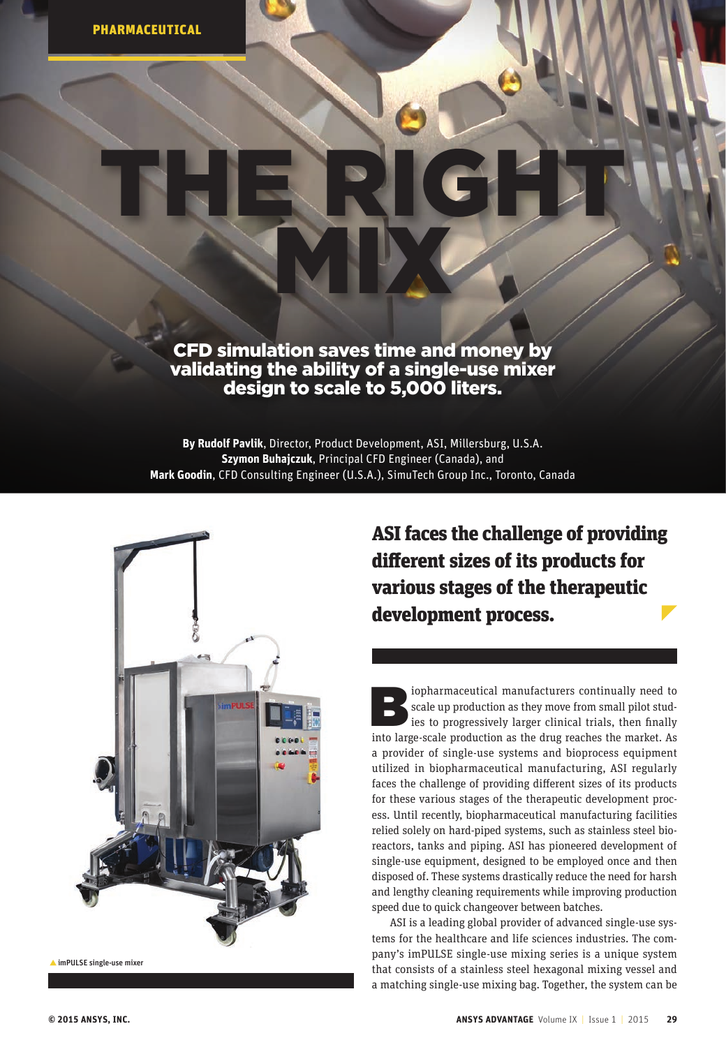PHARMACEUTICAL

# THE RIGHT MIX

**CFD simulation saves time and money by validating the ability of a single-use mixer design to scale to 5,000 liters.**

**By Rudolf Pavlik**, Director, Product Development, ASI, Millersburg, U.S.A.
**Szymon Buhajczuk**, Principal CFD Engineer (Canada), and
**Mark Goodin**, CFD Consulting Engineer (U.S.A.), SimuTech Group Inc., Toronto, Canada

imPULSE single-use mixer

## ASI faces the challenge of providing different sizes of its products for various stages of the therapeutic development process.

Biopharmaceutical manufacturers continually need to scale up production as they move from small pilot studies to progressively larger clinical trials, then finally into large-scale production as the drug reaches the market. As a provider of single-use systems and bioprocess equipment utilized in biopharmaceutical manufacturing, ASI regularly faces the challenge of providing different sizes of its products for these various stages of the therapeutic development process. Until recently, biopharmaceutical manufacturing facilities relied solely on hard-piped systems, such as stainless steel bioreactors, tanks and piping. ASI has pioneered development of single-use equipment, designed to be employed once and then disposed of. These systems drastically reduce the need for harsh and lengthy cleaning requirements while improving production speed due to quick changeover between batches.

ASI is a leading global provider of advanced single-use systems for the healthcare and life sciences industries. The company's imPULSE single-use mixing series is a unique system that consists of a stainless steel hexagonal mixing vessel and a matching single-use mixing bag. Together, the system can be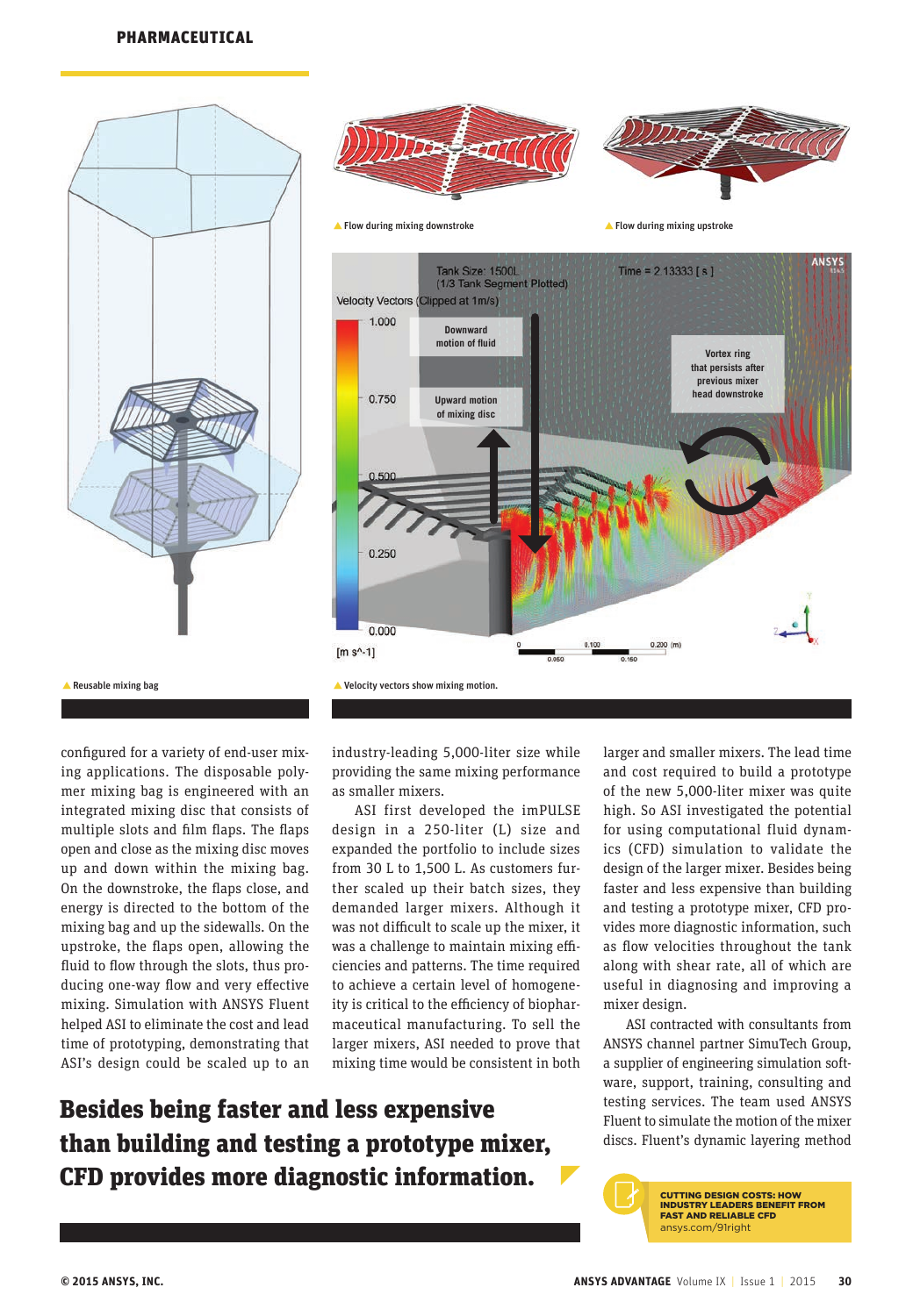▲ Reusable mixing bag

▲ Flow during mixing downstroke

▲ Flow during mixing upstroke

▲ Velocity vectors show mixing motion.

configured for a variety of end-user mixing applications. The disposable polymer mixing bag is engineered with an integrated mixing disc that consists of multiple slots and film flaps. The flaps open and close as the mixing disc moves up and down within the mixing bag. On the downstroke, the flaps close, and energy is directed to the bottom of the mixing bag and up the sidewalls. On the upstroke, the flaps open, allowing the fluid to flow through the slots, thus producing one-way flow and very effective mixing. Simulation with ANSYS Fluent helped ASI to eliminate the cost and lead time of prototyping, demonstrating that ASI's design could be scaled up to an industry-leading 5,000-liter size while providing the same mixing performance as smaller mixers.

ASI first developed the imPULSE design in a 250-liter (L) size and expanded the portfolio to include sizes from 30 L to 1,500 L. As customers further scaled up their batch sizes, they demanded larger mixers. Although it was not difficult to scale up the mixer, it was a challenge to maintain mixing efficiencies and patterns. The time required to achieve a certain level of homogeneity is critical to the efficiency of biopharmaceutical manufacturing. To sell the larger mixers, ASI needed to prove that mixing time would be consistent in both larger and smaller mixers. The lead time and cost required to build a prototype of the new 5,000-liter mixer was quite high. So ASI investigated the potential for using computational fluid dynamics (CFD) simulation to validate the design of the larger mixer. Besides being faster and less expensive than building and testing a prototype mixer, CFD provides more diagnostic information, such as flow velocities throughout the tank along with shear rate, all of which are useful in diagnosing and improving a mixer design.

**Besides being faster and less expensive than building and testing a prototype mixer, CFD provides more diagnostic information.**

ASI contracted with consultants from ANSYS channel partner SimuTech Group, a supplier of engineering simulation software, support, training, consulting and testing services. The team used ANSYS Fluent to simulate the motion of the mixer discs. Fluent's dynamic layering method

**CUTTING DESIGN COSTS: HOW INDUSTRY LEADERS BENEFIT FROM FAST AND RELIABLE CFD**
ansys.com/91right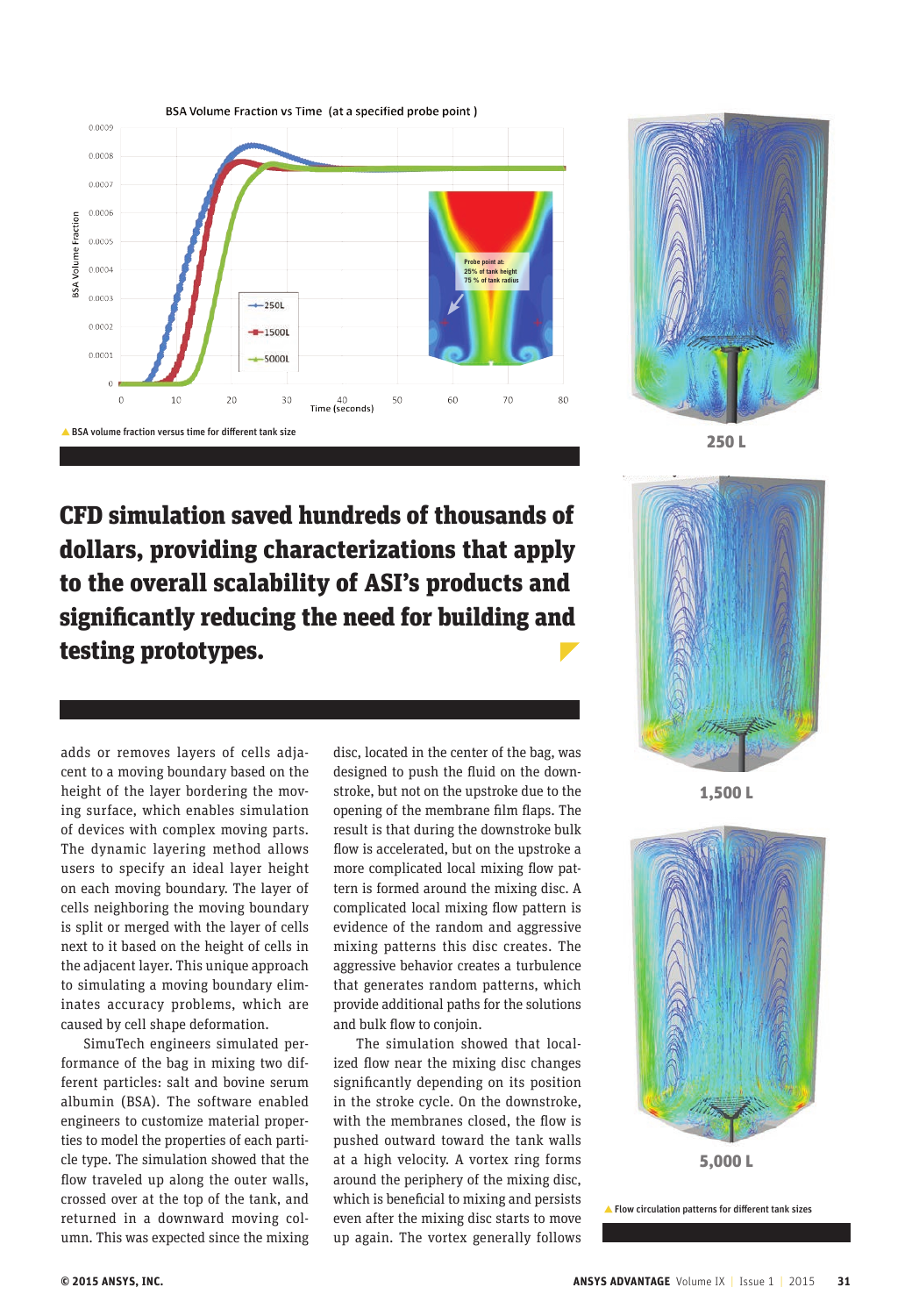▲ BSA volume fraction versus time for different tank size

**CFD simulation saved hundreds of thousands of dollars, providing characterizations that apply to the overall scalability of ASI's products and significantly reducing the need for building and testing prototypes.**

adds or removes layers of cells adjacent to a moving boundary based on the height of the layer bordering the moving surface, which enables simulation of devices with complex moving parts. The dynamic layering method allows users to specify an ideal layer height on each moving boundary. The layer of cells neighboring the moving boundary is split or merged with the layer of cells next to it based on the height of cells in the adjacent layer. This unique approach to simulating a moving boundary eliminates accuracy problems, which are caused by cell shape deformation.

SimuTech engineers simulated performance of the bag in mixing two different particles: salt and bovine serum albumin (BSA). The software enabled engineers to customize material properties to model the properties of each particle type. The simulation showed that the flow traveled up along the outer walls, crossed over at the top of the tank, and returned in a downward moving column. This was expected since the mixing disc, located in the center of the bag, was designed to push the fluid on the downstroke, but not on the upstroke due to the opening of the membrane film flaps. The result is that during the downstroke bulk flow is accelerated, but on the upstroke a more complicated local mixing flow pattern is formed around the mixing disc. A complicated local mixing flow pattern is evidence of the random and aggressive mixing patterns this disc creates. The aggressive behavior creates a turbulence that generates random patterns, which provide additional paths for the solutions and bulk flow to conjoin.

The simulation showed that localized flow near the mixing disc changes significantly depending on its position in the stroke cycle. On the downstroke, with the membranes closed, the flow is pushed outward toward the tank walls at a high velocity. A vortex ring forms around the periphery of the mixing disc, which is beneficial to mixing and persists even after the mixing disc starts to move up again. The vortex generally follows

250 L

1,500 L

5,000 L

▲ Flow circulation patterns for different tank sizes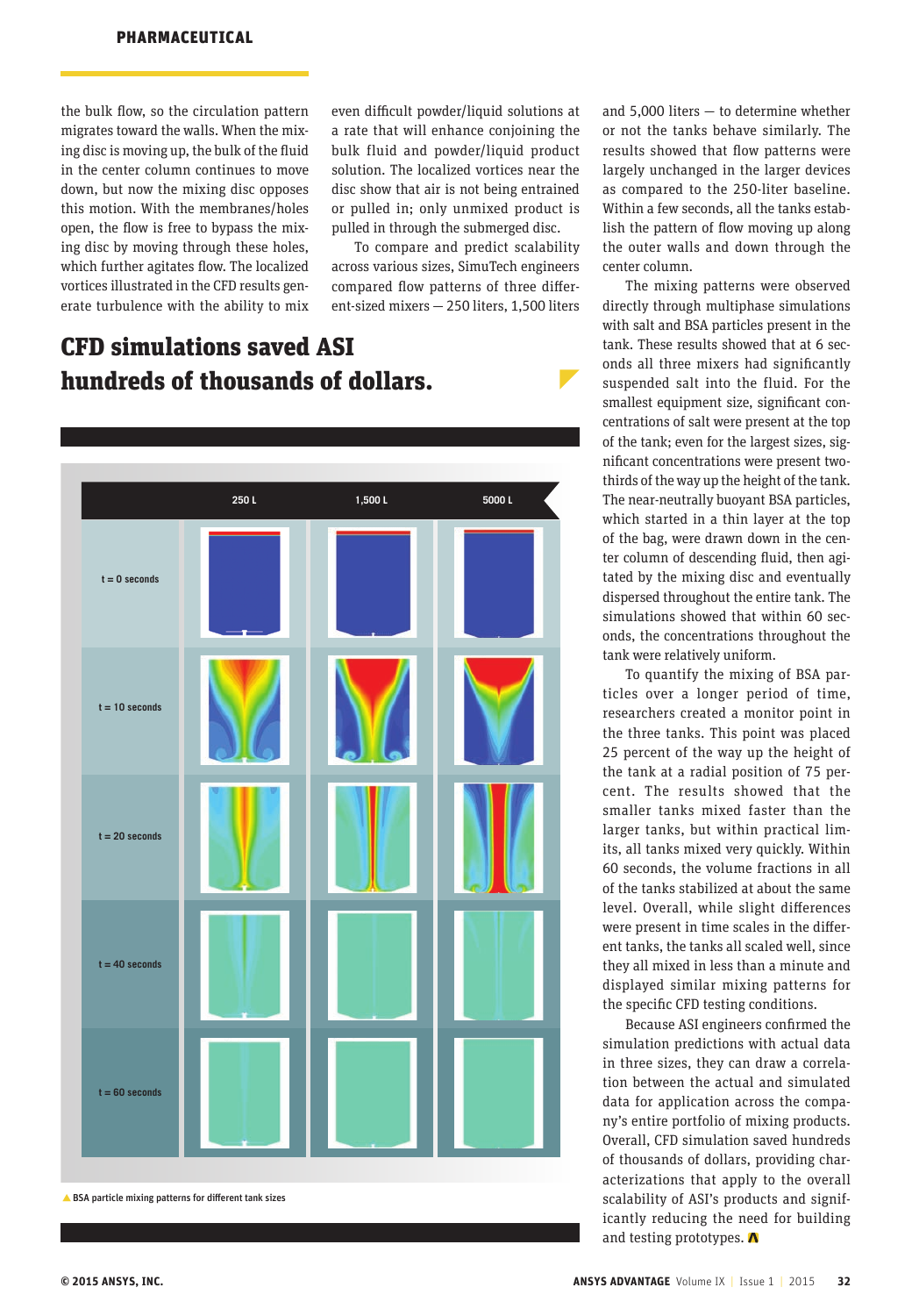the bulk flow, so the circulation pattern migrates toward the walls. When the mixing disc is moving up, the bulk of the fluid in the center column continues to move down, but now the mixing disc opposes this motion. With the membranes/holes open, the flow is free to bypass the mixing disc by moving through these holes, which further agitates flow. The localized vortices illustrated in the CFD results generate turbulence with the ability to mix even difficult powder/liquid solutions at a rate that will enhance conjoining the bulk fluid and powder/liquid product solution. The localized vortices near the disc show that air is not being entrained or pulled in; only unmixed product is pulled in through the submerged disc.

To compare and predict scalability across various sizes, SimuTech engineers compared flow patterns of three different-sized mixers — 250 liters, 1,500 liters and 5,000 liters — to determine whether or not the tanks behave similarly. The results showed that flow patterns were largely unchanged in the larger devices as compared to the 250-liter baseline. Within a few seconds, all the tanks establish the pattern of flow moving up along the outer walls and down through the center column.

## CFD simulations saved ASI hundreds of thousands of dollars.

250 L
1,500 L
5000 L
t = 0 seconds
t = 10 seconds
t = 20 seconds
t = 40 seconds
t = 60 seconds

▲ BSA particle mixing patterns for different tank sizes

The mixing patterns were observed directly through multiphase simulations with salt and BSA particles present in the tank. These results showed that at 6 seconds all three mixers had significantly suspended salt into the fluid. For the smallest equipment size, significant concentrations of salt were present at the top of the tank; even for the largest sizes, significant concentrations were present two-thirds of the way up the height of the tank. The near-neutrally buoyant BSA particles, which started in a thin layer at the top of the bag, were drawn down in the center column of descending fluid, then agitated by the mixing disc and eventually dispersed throughout the entire tank. The simulations showed that within 60 seconds, the concentrations throughout the tank were relatively uniform.

To quantify the mixing of BSA particles over a longer period of time, researchers created a monitor point in the three tanks. This point was placed 25 percent of the way up the height of the tank at a radial position of 75 percent. The results showed that the smaller tanks mixed faster than the larger tanks, but within practical limits, all tanks mixed very quickly. Within 60 seconds, the volume fractions in all of the tanks stabilized at about the same level. Overall, while slight differences were present in time scales in the different tanks, the tanks all scaled well, since they all mixed in less than a minute and displayed similar mixing patterns for the specific CFD testing conditions.

Because ASI engineers confirmed the simulation predictions with actual data in three sizes, they can draw a correlation between the actual and simulated data for application across the company's entire portfolio of mixing products. Overall, CFD simulation saved hundreds of thousands of dollars, providing characterizations that apply to the overall scalability of ASI's products and significantly reducing the need for building and testing prototypes.